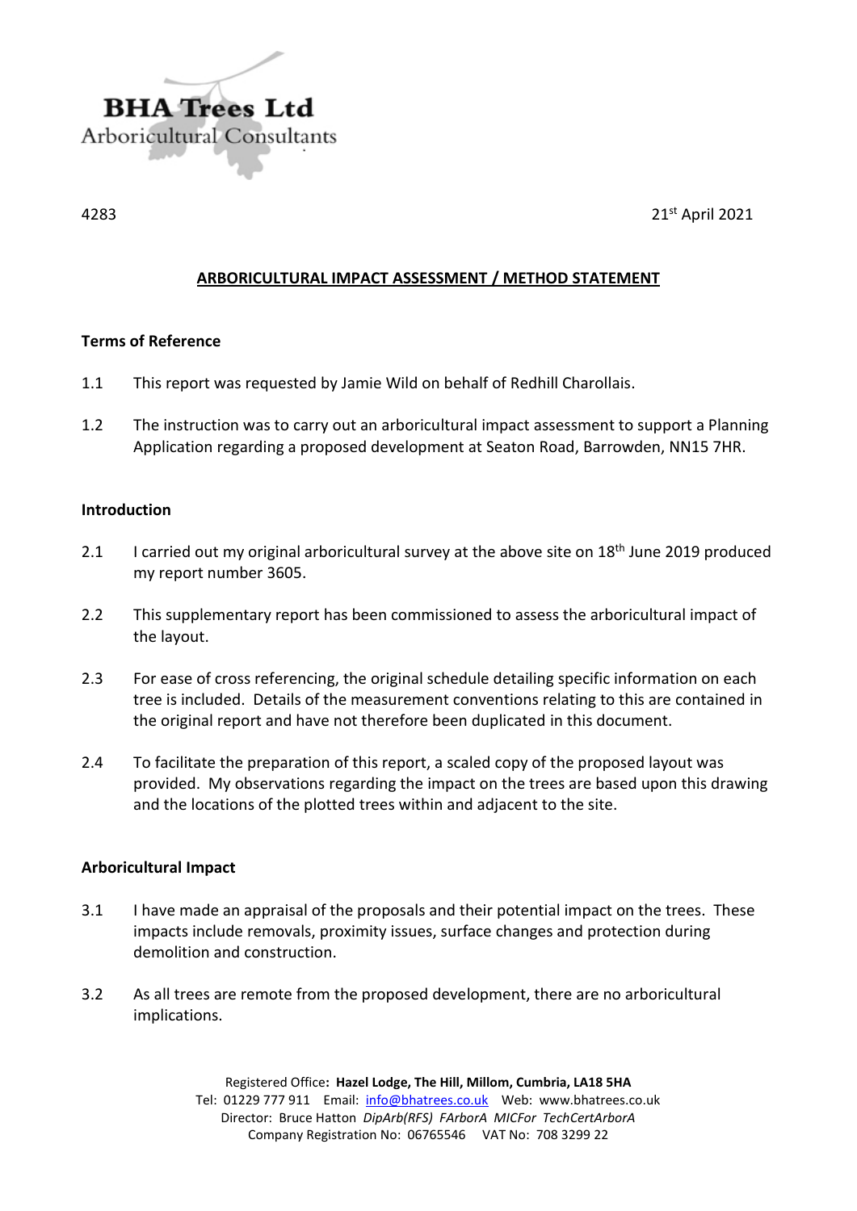**BHA Trees Ltd**
Arboricultural Consultants

4283

21st April 2021

# ARBORICULTURAL IMPACT ASSESSMENT / METHOD STATEMENT

## Terms of Reference

1.1 This report was requested by Jamie Wild on behalf of Redhill Charollais.

1.2 The instruction was to carry out an arboricultural impact assessment to support a Planning Application regarding a proposed development at Seaton Road, Barrowden, NN15 7HR.

## Introduction

2.1 I carried out my original arboricultural survey at the above site on 18th June 2019 produced my report number 3605.

2.2 This supplementary report has been commissioned to assess the arboricultural impact of the layout.

2.3 For ease of cross referencing, the original schedule detailing specific information on each tree is included. Details of the measurement conventions relating to this are contained in the original report and have not therefore been duplicated in this document.

2.4 To facilitate the preparation of this report, a scaled copy of the proposed layout was provided. My observations regarding the impact on the trees are based upon this drawing and the locations of the plotted trees within and adjacent to the site.

## Arboricultural Impact

3.1 I have made an appraisal of the proposals and their potential impact on the trees. These impacts include removals, proximity issues, surface changes and protection during demolition and construction.

3.2 As all trees are remote from the proposed development, there are no arboricultural implications.

Registered Office**: Hazel Lodge, The Hill, Millom, Cumbria, LA18 5HA**
Tel: 01229 777 911 Email: info@bhatrees.co.uk Web: www.bhatrees.co.uk
Director: Bruce Hatton *DipArb(RFS) FArborA MICFor TechCertArborA*
Company Registration No: 06765546 VAT No: 708 3299 22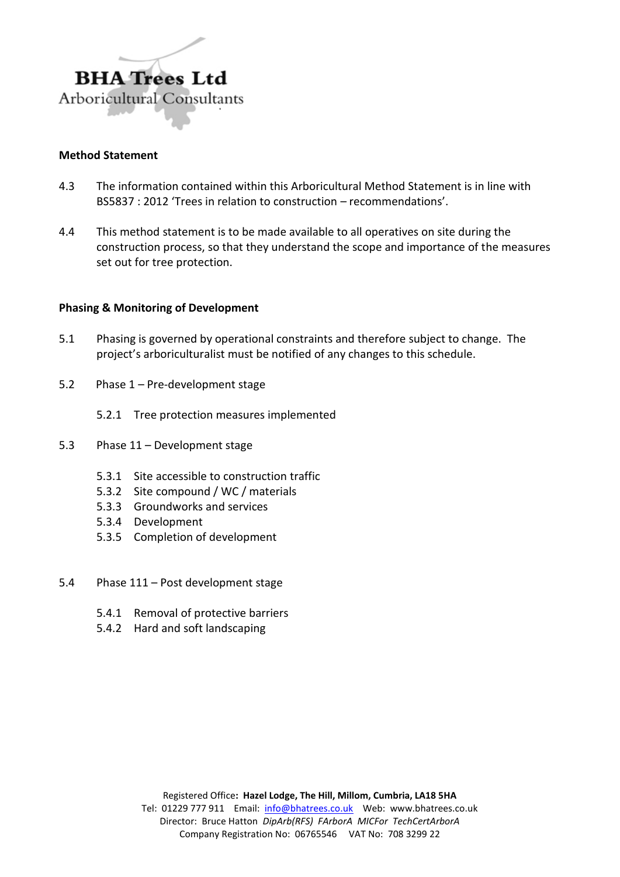## Method Statement

4.3 The information contained within this Arboricultural Method Statement is in line with BS5837 : 2012 'Trees in relation to construction – recommendations'.

4.4 This method statement is to be made available to all operatives on site during the construction process, so that they understand the scope and importance of the measures set out for tree protection.

## Phasing & Monitoring of Development

5.1 Phasing is governed by operational constraints and therefore subject to change. The project's arboriculturalist must be notified of any changes to this schedule.

5.2 Phase 1 – Pre-development stage

- 5.2.1 Tree protection measures implemented

5.3 Phase 11 – Development stage

- 5.3.1 Site accessible to construction traffic
- 5.3.2 Site compound / WC / materials
- 5.3.3 Groundworks and services
- 5.3.4 Development
- 5.3.5 Completion of development

5.4 Phase 111 – Post development stage

- 5.4.1 Removal of protective barriers
- 5.4.2 Hard and soft landscaping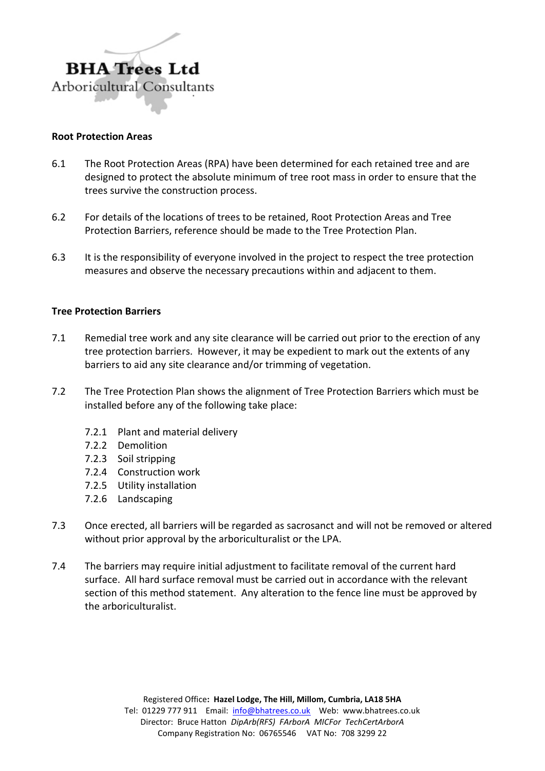## Root Protection Areas

6.1 The Root Protection Areas (RPA) have been determined for each retained tree and are designed to protect the absolute minimum of tree root mass in order to ensure that the trees survive the construction process.

6.2 For details of the locations of trees to be retained, Root Protection Areas and Tree Protection Barriers, reference should be made to the Tree Protection Plan.

6.3 It is the responsibility of everyone involved in the project to respect the tree protection measures and observe the necessary precautions within and adjacent to them.

## Tree Protection Barriers

7.1 Remedial tree work and any site clearance will be carried out prior to the erection of any tree protection barriers. However, it may be expedient to mark out the extents of any barriers to aid any site clearance and/or trimming of vegetation.

7.2 The Tree Protection Plan shows the alignment of Tree Protection Barriers which must be installed before any of the following take place:

- 7.2.1 Plant and material delivery
- 7.2.2 Demolition
- 7.2.3 Soil stripping
- 7.2.4 Construction work
- 7.2.5 Utility installation
- 7.2.6 Landscaping

7.3 Once erected, all barriers will be regarded as sacrosanct and will not be removed or altered without prior approval by the arboriculturalist or the LPA.

7.4 The barriers may require initial adjustment to facilitate removal of the current hard surface. All hard surface removal must be carried out in accordance with the relevant section of this method statement. Any alteration to the fence line must be approved by the arboriculturalist.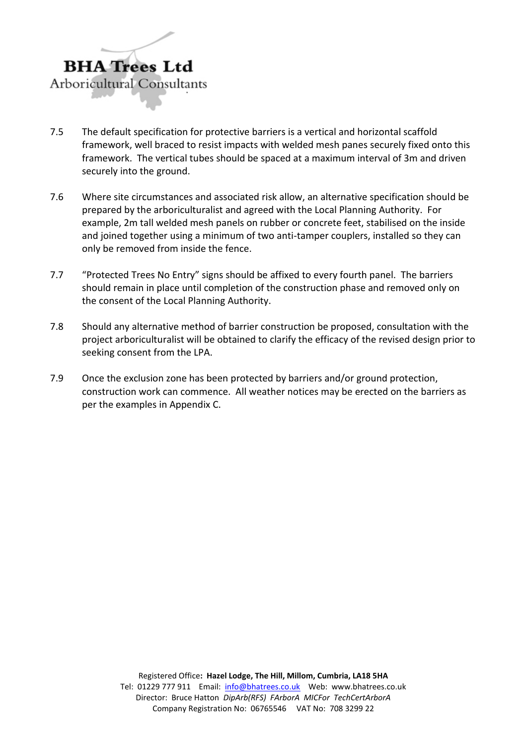7.5 The default specification for protective barriers is a vertical and horizontal scaffold framework, well braced to resist impacts with welded mesh panes securely fixed onto this framework. The vertical tubes should be spaced at a maximum interval of 3m and driven securely into the ground.

7.6 Where site circumstances and associated risk allow, an alternative specification should be prepared by the arboriculturalist and agreed with the Local Planning Authority. For example, 2m tall welded mesh panels on rubber or concrete feet, stabilised on the inside and joined together using a minimum of two anti-tamper couplers, installed so they can only be removed from inside the fence.

7.7 "Protected Trees No Entry" signs should be affixed to every fourth panel. The barriers should remain in place until completion of the construction phase and removed only on the consent of the Local Planning Authority.

7.8 Should any alternative method of barrier construction be proposed, consultation with the project arboriculturalist will be obtained to clarify the efficacy of the revised design prior to seeking consent from the LPA.

7.9 Once the exclusion zone has been protected by barriers and/or ground protection, construction work can commence. All weather notices may be erected on the barriers as per the examples in Appendix C.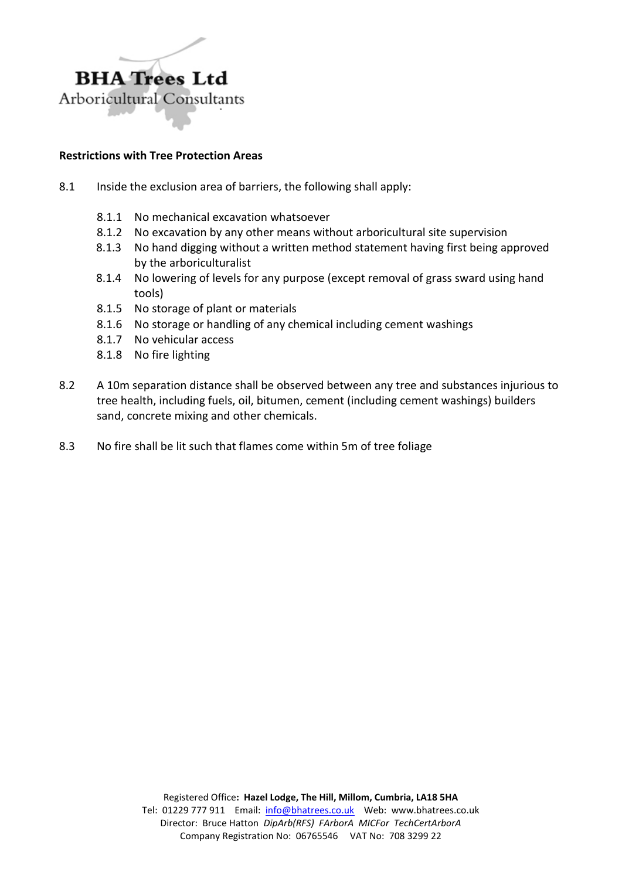**Restrictions with Tree Protection Areas**

8.1 Inside the exclusion area of barriers, the following shall apply:

- 8.1.1 No mechanical excavation whatsoever
- 8.1.2 No excavation by any other means without arboricultural site supervision
- 8.1.3 No hand digging without a written method statement having first being approved by the arboriculturalist
- 8.1.4 No lowering of levels for any purpose (except removal of grass sward using hand tools)
- 8.1.5 No storage of plant or materials
- 8.1.6 No storage or handling of any chemical including cement washings
- 8.1.7 No vehicular access
- 8.1.8 No fire lighting

8.2 A 10m separation distance shall be observed between any tree and substances injurious to tree health, including fuels, oil, bitumen, cement (including cement washings) builders sand, concrete mixing and other chemicals.

8.3 No fire shall be lit such that flames come within 5m of tree foliage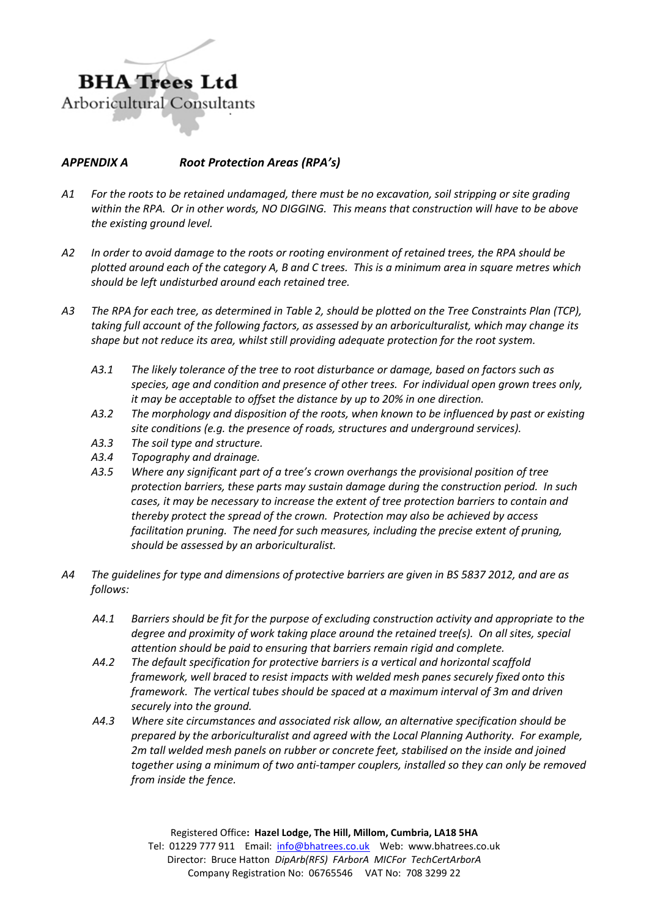## *APPENDIX A Root Protection Areas (RPA's)*

*A1 For the roots to be retained undamaged, there must be no excavation, soil stripping or site grading within the RPA. Or in other words, NO DIGGING. This means that construction will have to be above the existing ground level.*

*A2 In order to avoid damage to the roots or rooting environment of retained trees, the RPA should be plotted around each of the category A, B and C trees. This is a minimum area in square metres which should be left undisturbed around each retained tree.*

*A3 The RPA for each tree, as determined in Table 2, should be plotted on the Tree Constraints Plan (TCP), taking full account of the following factors, as assessed by an arboriculturalist, which may change its shape but not reduce its area, whilst still providing adequate protection for the root system.*

- *A3.1 The likely tolerance of the tree to root disturbance or damage, based on factors such as species, age and condition and presence of other trees. For individual open grown trees only, it may be acceptable to offset the distance by up to 20% in one direction.*
- *A3.2 The morphology and disposition of the roots, when known to be influenced by past or existing site conditions (e.g. the presence of roads, structures and underground services).*
- *A3.3 The soil type and structure.*
- *A3.4 Topography and drainage.*
- *A3.5 Where any significant part of a tree's crown overhangs the provisional position of tree protection barriers, these parts may sustain damage during the construction period. In such cases, it may be necessary to increase the extent of tree protection barriers to contain and thereby protect the spread of the crown. Protection may also be achieved by access facilitation pruning. The need for such measures, including the precise extent of pruning, should be assessed by an arboriculturalist.*

*A4 The guidelines for type and dimensions of protective barriers are given in BS 5837 2012, and are as follows:*

- *A4.1 Barriers should be fit for the purpose of excluding construction activity and appropriate to the degree and proximity of work taking place around the retained tree(s). On all sites, special attention should be paid to ensuring that barriers remain rigid and complete.*
- *A4.2 The default specification for protective barriers is a vertical and horizontal scaffold framework, well braced to resist impacts with welded mesh panes securely fixed onto this framework. The vertical tubes should be spaced at a maximum interval of 3m and driven securely into the ground.*
- *A4.3 Where site circumstances and associated risk allow, an alternative specification should be prepared by the arboriculturalist and agreed with the Local Planning Authority. For example, 2m tall welded mesh panels on rubber or concrete feet, stabilised on the inside and joined together using a minimum of two anti-tamper couplers, installed so they can only be removed from inside the fence.*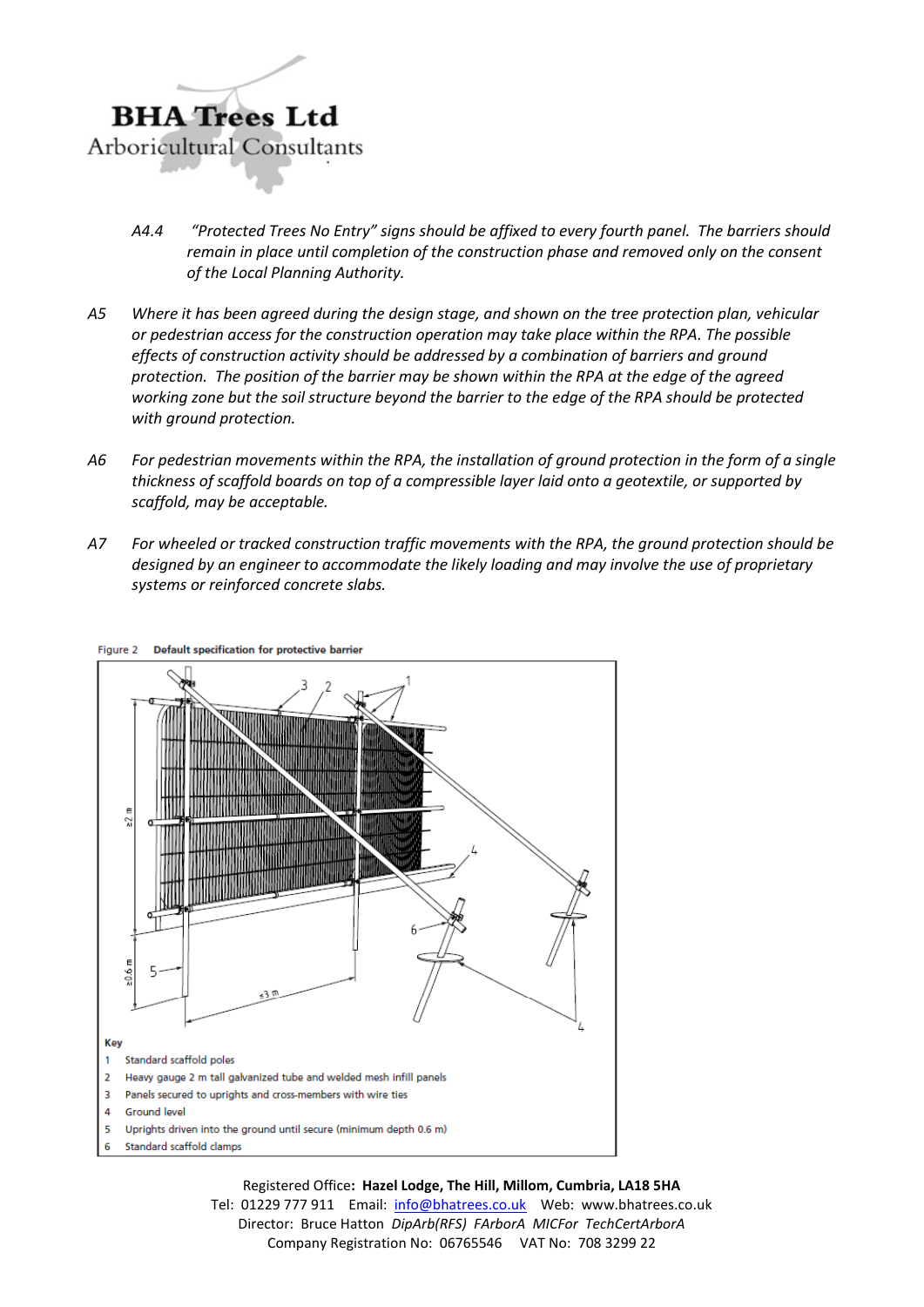A4.4 *"Protected Trees No Entry" signs should be affixed to every fourth panel. The barriers should remain in place until completion of the construction phase and removed only on the consent of the Local Planning Authority.*

A5 *Where it has been agreed during the design stage, and shown on the tree protection plan, vehicular or pedestrian access for the construction operation may take place within the RPA. The possible effects of construction activity should be addressed by a combination of barriers and ground protection. The position of the barrier may be shown within the RPA at the edge of the agreed working zone but the soil structure beyond the barrier to the edge of the RPA should be protected with ground protection.*

A6 *For pedestrian movements within the RPA, the installation of ground protection in the form of a single thickness of scaffold boards on top of a compressible layer laid onto a geotextile, or supported by scaffold, may be acceptable.*

A7 *For wheeled or tracked construction traffic movements with the RPA, the ground protection should be designed by an engineer to accommodate the likely loading and may involve the use of proprietary systems or reinforced concrete slabs.*

Figure 2 **Default specification for protective barrier**

Key

1 Standard scaffold poles
2 Heavy gauge 2 m tall galvanized tube and welded mesh infill panels
3 Panels secured to uprights and cross-members with wire ties
4 Ground level
5 Uprights driven into the ground until secure (minimum depth 0.6 m)
6 Standard scaffold clamps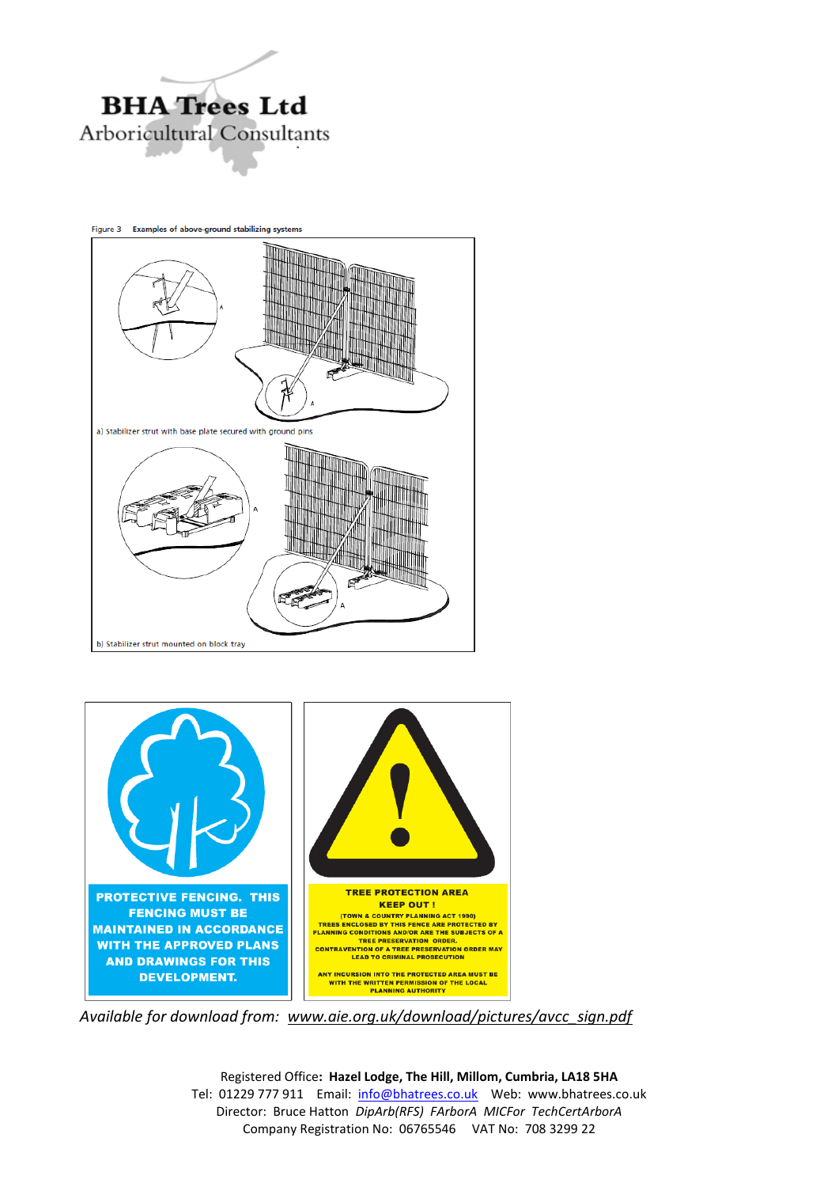Figure 3 Examples of above-ground stabilizing systems

a) Stabilizer strut with base plate secured with ground pins

b) Stabilizer strut mounted on block tray

PROTECTIVE FENCING. THIS FENCING MUST BE MAINTAINED IN ACCORDANCE WITH THE APPROVED PLANS AND DRAWINGS FOR THIS DEVELOPMENT.

TREE PROTECTION AREA
KEEP OUT !
(TOWN & COUNTRY PLANNING ACT 1990)
TREES ENCLOSED BY THIS FENCE ARE PROTECTED BY PLANNING CONDITIONS AND/OR ARE THE SUBJECTS OF A TREE PRESERVATION ORDER.
CONTRAVENTION OF A TREE PRESERVATION ORDER MAY LEAD TO CRIMINAL PROSECUTION

ANY INCURSION INTO THE PROTECTED AREA MUST BE WITH THE WRITTEN PERMISSION OF THE LOCAL PLANNING AUTHORITY

*Available for download from: www.aie.org.uk/download/pictures/avcc_sign.pdf*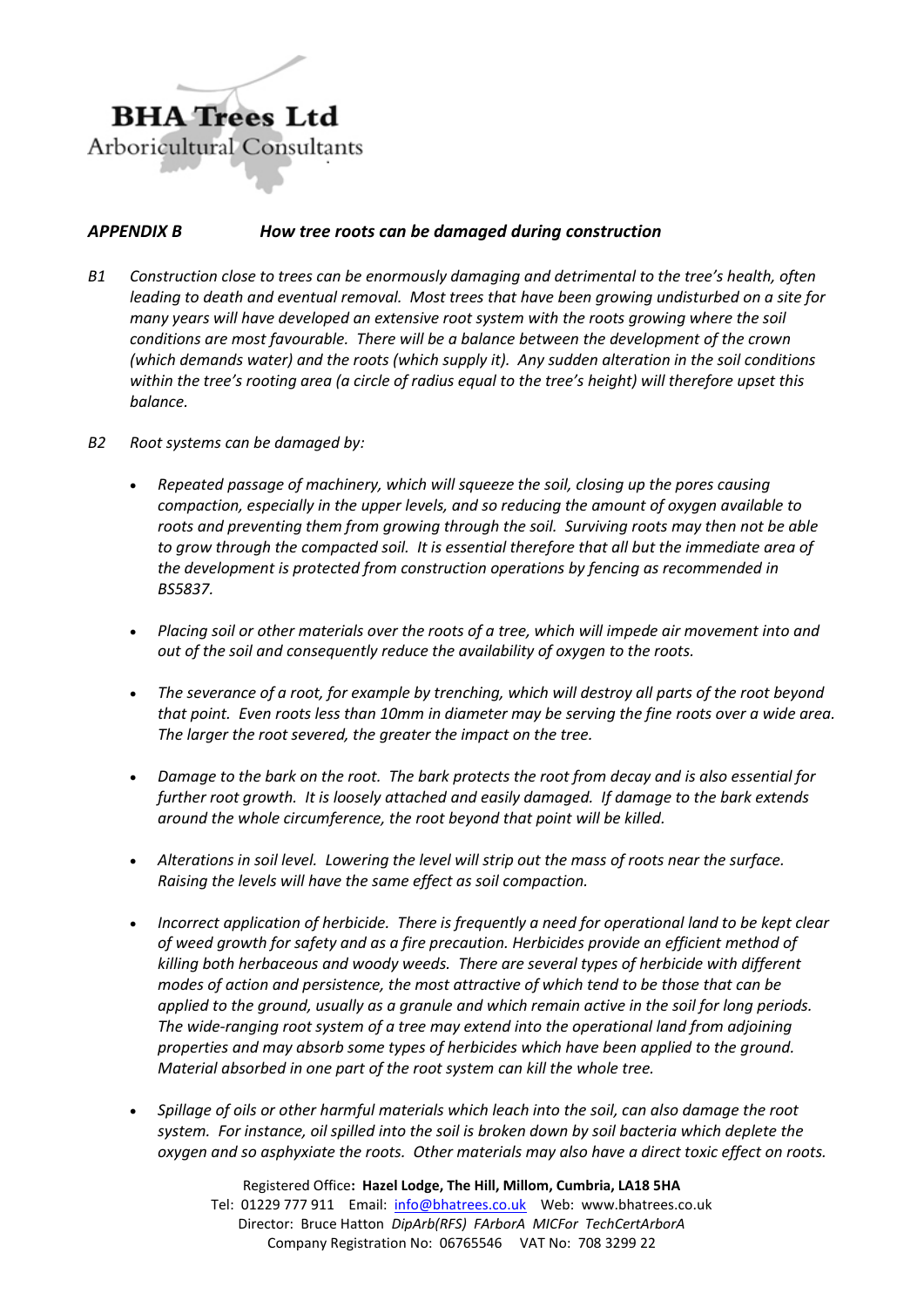# BHA Trees Ltd

Arboricultural Consultants

## *APPENDIX B — How tree roots can be damaged during construction*

*B1 Construction close to trees can be enormously damaging and detrimental to the tree's health, often leading to death and eventual removal. Most trees that have been growing undisturbed on a site for many years will have developed an extensive root system with the roots growing where the soil conditions are most favourable. There will be a balance between the development of the crown (which demands water) and the roots (which supply it). Any sudden alteration in the soil conditions within the tree's rooting area (a circle of radius equal to the tree's height) will therefore upset this balance.*

*B2 Root systems can be damaged by:*

- *Repeated passage of machinery, which will squeeze the soil, closing up the pores causing compaction, especially in the upper levels, and so reducing the amount of oxygen available to roots and preventing them from growing through the soil. Surviving roots may then not be able to grow through the compacted soil. It is essential therefore that all but the immediate area of the development is protected from construction operations by fencing as recommended in BS5837.*

- *Placing soil or other materials over the roots of a tree, which will impede air movement into and out of the soil and consequently reduce the availability of oxygen to the roots.*

- *The severance of a root, for example by trenching, which will destroy all parts of the root beyond that point. Even roots less than 10mm in diameter may be serving the fine roots over a wide area. The larger the root severed, the greater the impact on the tree.*

- *Damage to the bark on the root. The bark protects the root from decay and is also essential for further root growth. It is loosely attached and easily damaged. If damage to the bark extends around the whole circumference, the root beyond that point will be killed.*

- *Alterations in soil level. Lowering the level will strip out the mass of roots near the surface. Raising the levels will have the same effect as soil compaction.*

- *Incorrect application of herbicide. There is frequently a need for operational land to be kept clear of weed growth for safety and as a fire precaution. Herbicides provide an efficient method of killing both herbaceous and woody weeds. There are several types of herbicide with different modes of action and persistence, the most attractive of which tend to be those that can be applied to the ground, usually as a granule and which remain active in the soil for long periods. The wide-ranging root system of a tree may extend into the operational land from adjoining properties and may absorb some types of herbicides which have been applied to the ground. Material absorbed in one part of the root system can kill the whole tree.*

- *Spillage of oils or other harmful materials which leach into the soil, can also damage the root system. For instance, oil spilled into the soil is broken down by soil bacteria which deplete the oxygen and so asphyxiate the roots. Other materials may also have a direct toxic effect on roots.*

Registered Office**: Hazel Lodge, The Hill, Millom, Cumbria, LA18 5HA**
Tel: 01229 777 911 Email: info@bhatrees.co.uk Web: www.bhatrees.co.uk
Director: Bruce Hatton *DipArb(RFS) FArborA MICFor TechCertArborA*
Company Registration No: 06765546 VAT No: 708 3299 22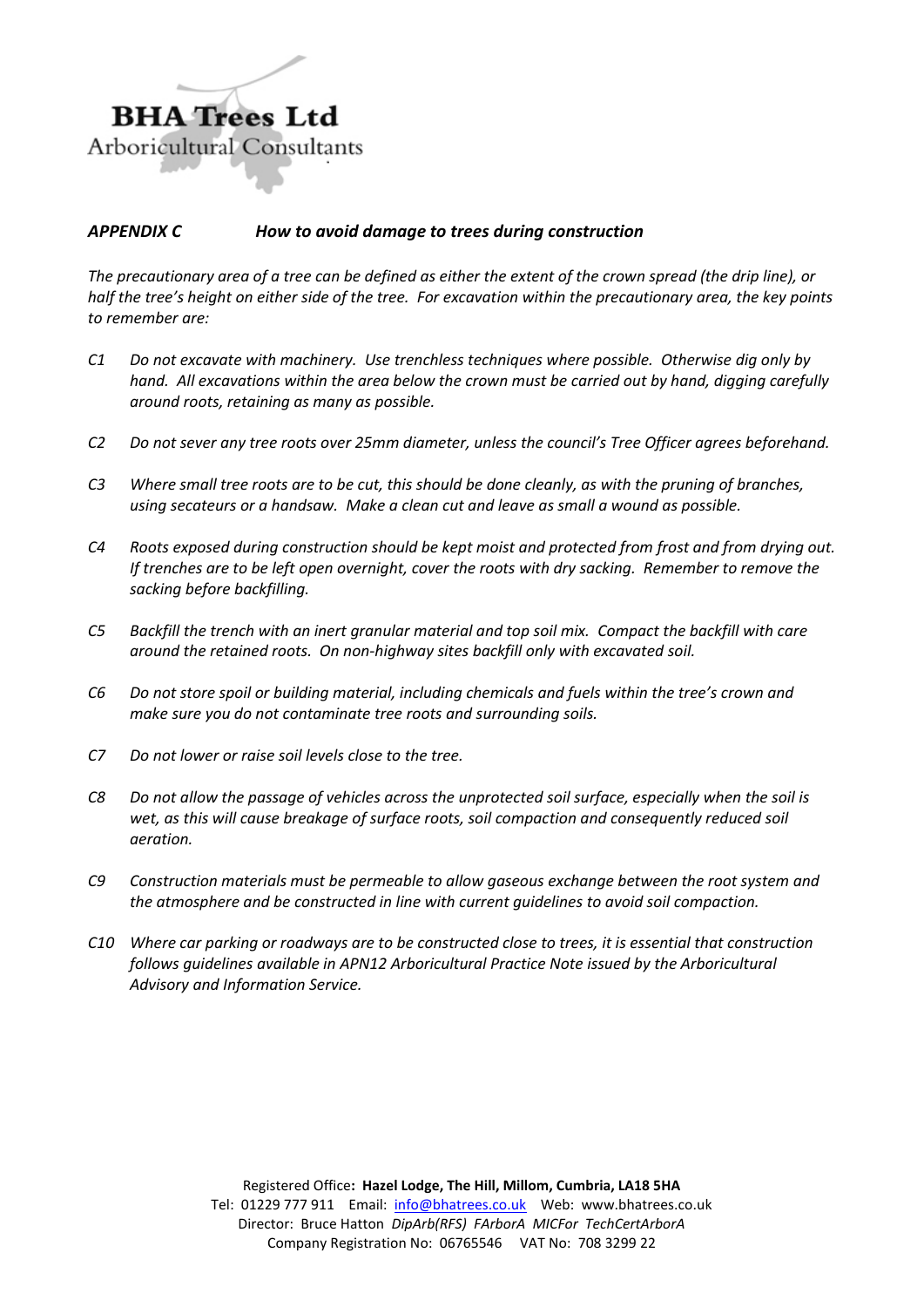**BHA Trees Ltd**
Arboricultural Consultants

## *APPENDIX C How to avoid damage to trees during construction*

*The precautionary area of a tree can be defined as either the extent of the crown spread (the drip line), or half the tree's height on either side of the tree. For excavation within the precautionary area, the key points to remember are:*

- *C1 Do not excavate with machinery. Use trenchless techniques where possible. Otherwise dig only by hand. All excavations within the area below the crown must be carried out by hand, digging carefully around roots, retaining as many as possible.*

- *C2 Do not sever any tree roots over 25mm diameter, unless the council's Tree Officer agrees beforehand.*

- *C3 Where small tree roots are to be cut, this should be done cleanly, as with the pruning of branches, using secateurs or a handsaw. Make a clean cut and leave as small a wound as possible.*

- *C4 Roots exposed during construction should be kept moist and protected from frost and from drying out. If trenches are to be left open overnight, cover the roots with dry sacking. Remember to remove the sacking before backfilling.*

- *C5 Backfill the trench with an inert granular material and top soil mix. Compact the backfill with care around the retained roots. On non-highway sites backfill only with excavated soil.*

- *C6 Do not store spoil or building material, including chemicals and fuels within the tree's crown and make sure you do not contaminate tree roots and surrounding soils.*

- *C7 Do not lower or raise soil levels close to the tree.*

- *C8 Do not allow the passage of vehicles across the unprotected soil surface, especially when the soil is wet, as this will cause breakage of surface roots, soil compaction and consequently reduced soil aeration.*

- *C9 Construction materials must be permeable to allow gaseous exchange between the root system and the atmosphere and be constructed in line with current guidelines to avoid soil compaction.*

- *C10 Where car parking or roadways are to be constructed close to trees, it is essential that construction follows guidelines available in APN12 Arboricultural Practice Note issued by the Arboricultural Advisory and Information Service.*

Registered Office**: Hazel Lodge, The Hill, Millom, Cumbria, LA18 5HA**
Tel: 01229 777 911 Email: info@bhatrees.co.uk Web: www.bhatrees.co.uk
Director: Bruce Hatton *DipArb(RFS) FArborA MICFor TechCertArborA*
Company Registration No: 06765546 VAT No: 708 3299 22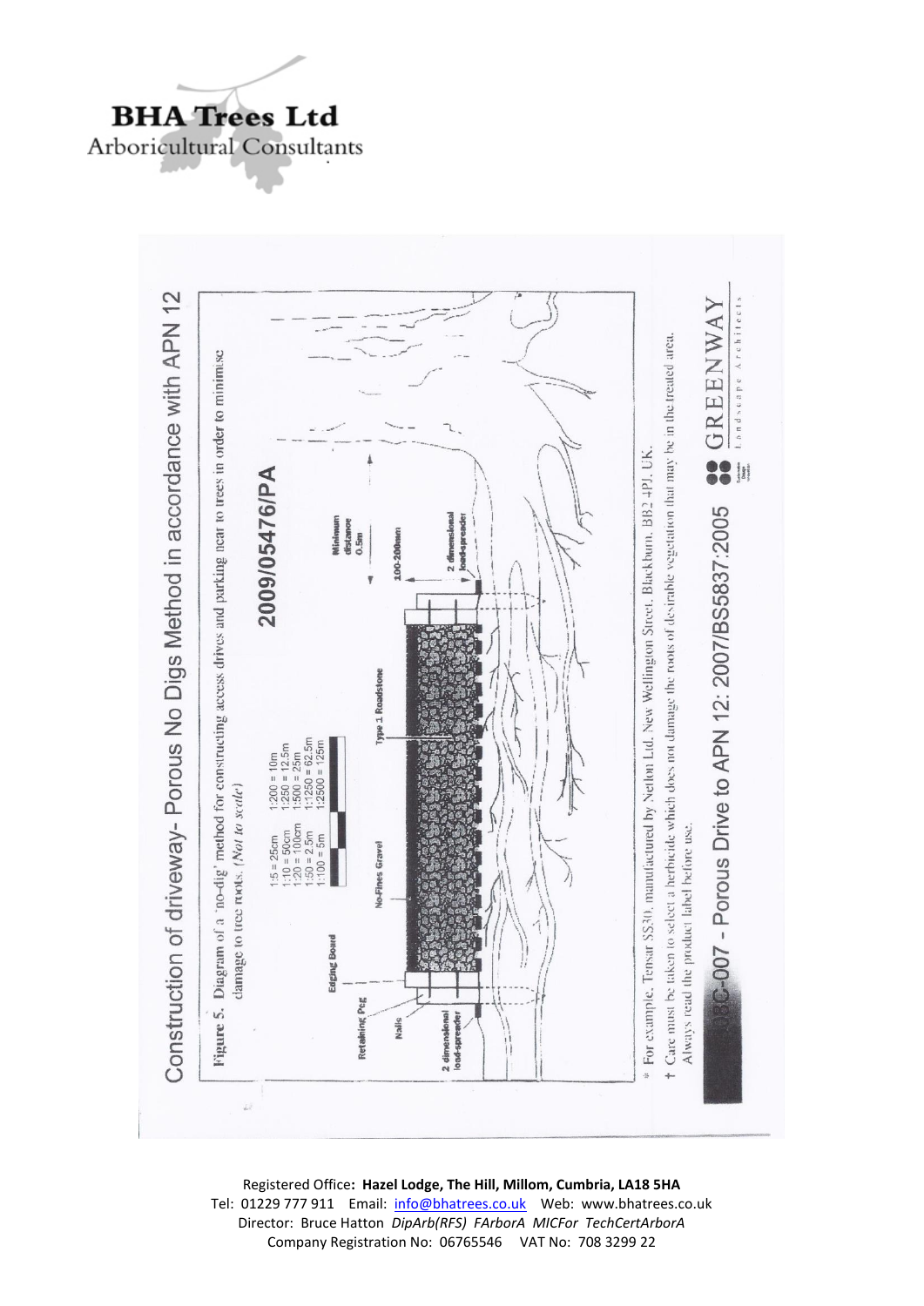# Construction of driveway- Porous No Digs Method in accordance with APN 12

**Figure 5.** Diagram of a 'no-dig' method for constructing access drives and parking near to trees in order to minimise damage to tree roots. (*Not to scale*)

2009/05476/PA

1:5 = 25cm
1:10 = 50cm
1:20 = 100cm
1:50 = 2.5m
1:100 = 5m
1:200 = 10m
1:250 = 12.5m
1:500 = 25m
1:1250 = 62.5m
1:2500 = 125m

Retaining Peg

Edging Board

No-Fines Gravel

Type 1 Roadstone

Nails

2 dimensional load-spreader

Minimum distance 0.5m

100-200mm

2 dimensional load-spreader

\* For example, Tensar SS30, manufactured by Netlon Ltd, New Wellington Street, Blackburn, BB2 4PJ, UK.

† Care must be taken to select a herbicide which does not damage the roots of desirable vegetation that may be in the treated area. Always read the product label before use.

GC-007 - Porous Drive to APN 12: 2007/BS5837:2005

GREENWAY Landscape Architects